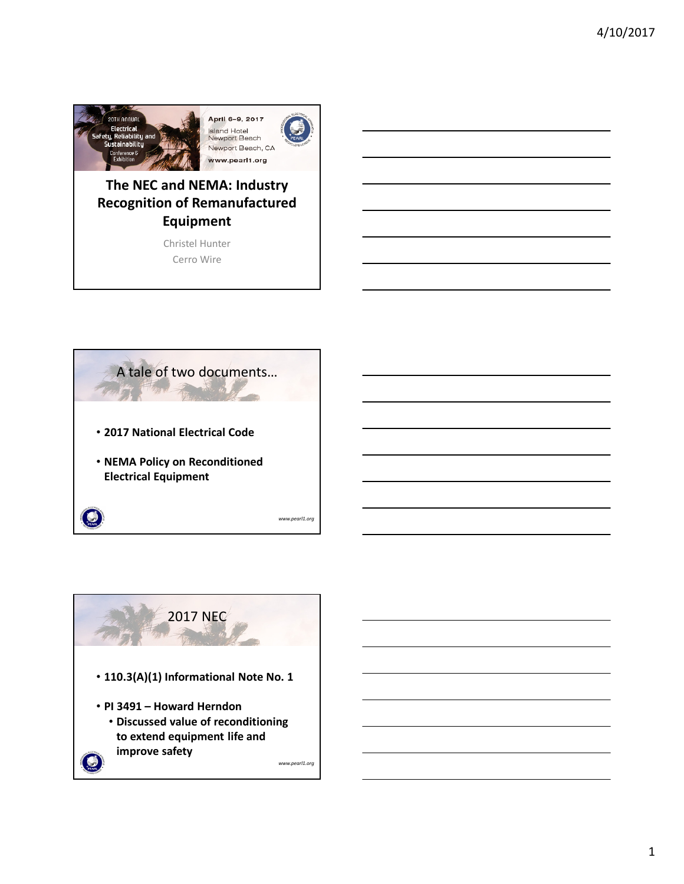20TH ANNUAL Electrical Safety, Reliability and Sustainability Conference & Exhibition

April 6–9, 2017
Island Hotel Newport Beach
Newport Beach, CA
www.pearl1.org

# The NEC and NEMA: Industry Recognition of Remanufactured Equipment

Christel Hunter
Cerro Wire

## A tale of two documents…

- **2017 National Electrical Code**
- **NEMA Policy on Reconditioned Electrical Equipment**

*www.pearl1.org*

## 2017 NEC

- **110.3(A)(1) Informational Note No. 1**
- **PI 3491 – Howard Herndon**
  - **Discussed value of reconditioning to extend equipment life and improve safety**

*www.pearl1.org*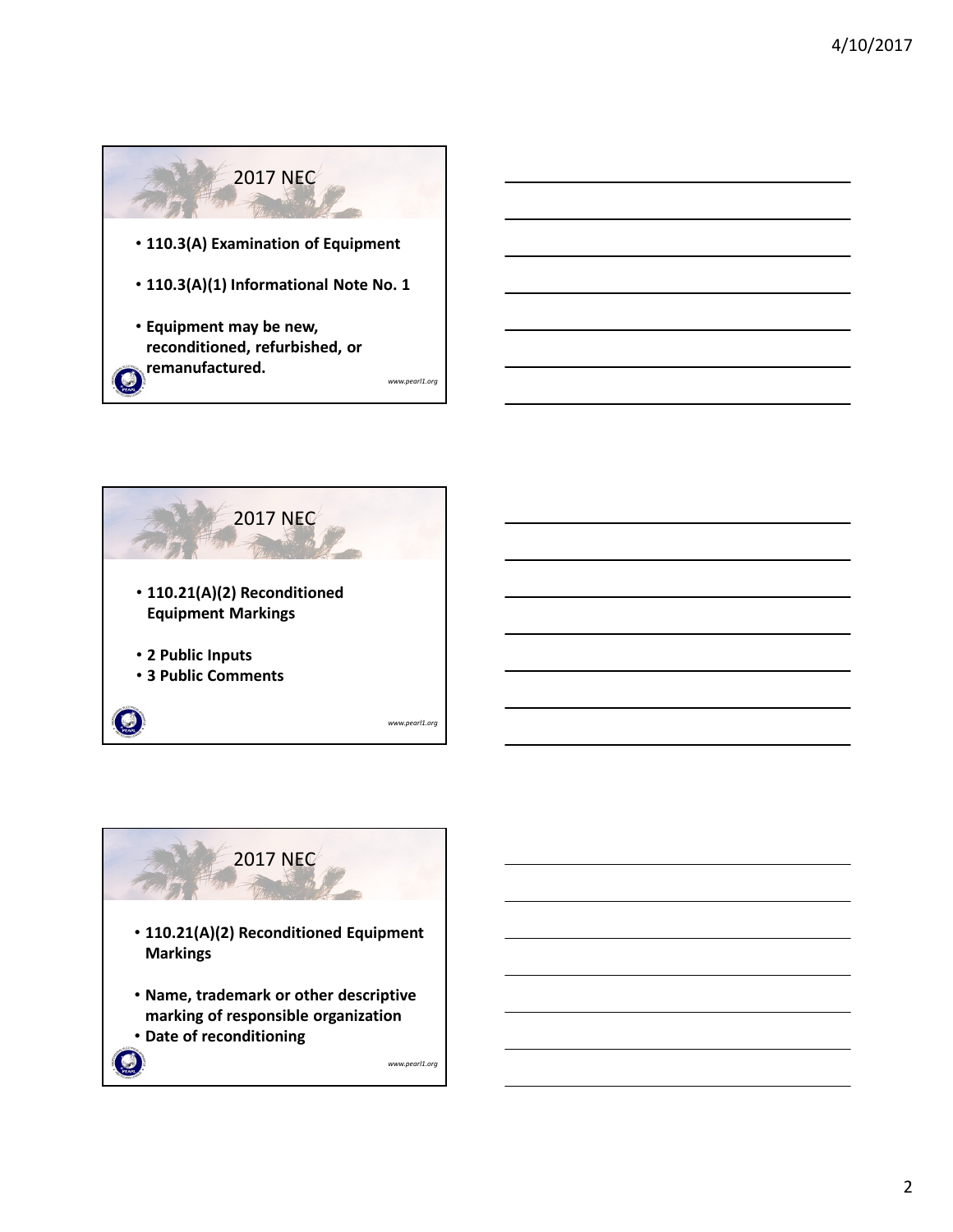## 2017 NEC

- **110.3(A) Examination of Equipment**
- **110.3(A)(1) Informational Note No. 1**
- **Equipment may be new, reconditioned, refurbished, or remanufactured.**

*www.pearl1.org*

## 2017 NEC

- **110.21(A)(2) Reconditioned Equipment Markings**
- **2 Public Inputs**
- **3 Public Comments**

*www.pearl1.org*

## 2017 NEC

- **110.21(A)(2) Reconditioned Equipment Markings**
- **Name, trademark or other descriptive marking of responsible organization**
- **Date of reconditioning**

*www.pearl1.org*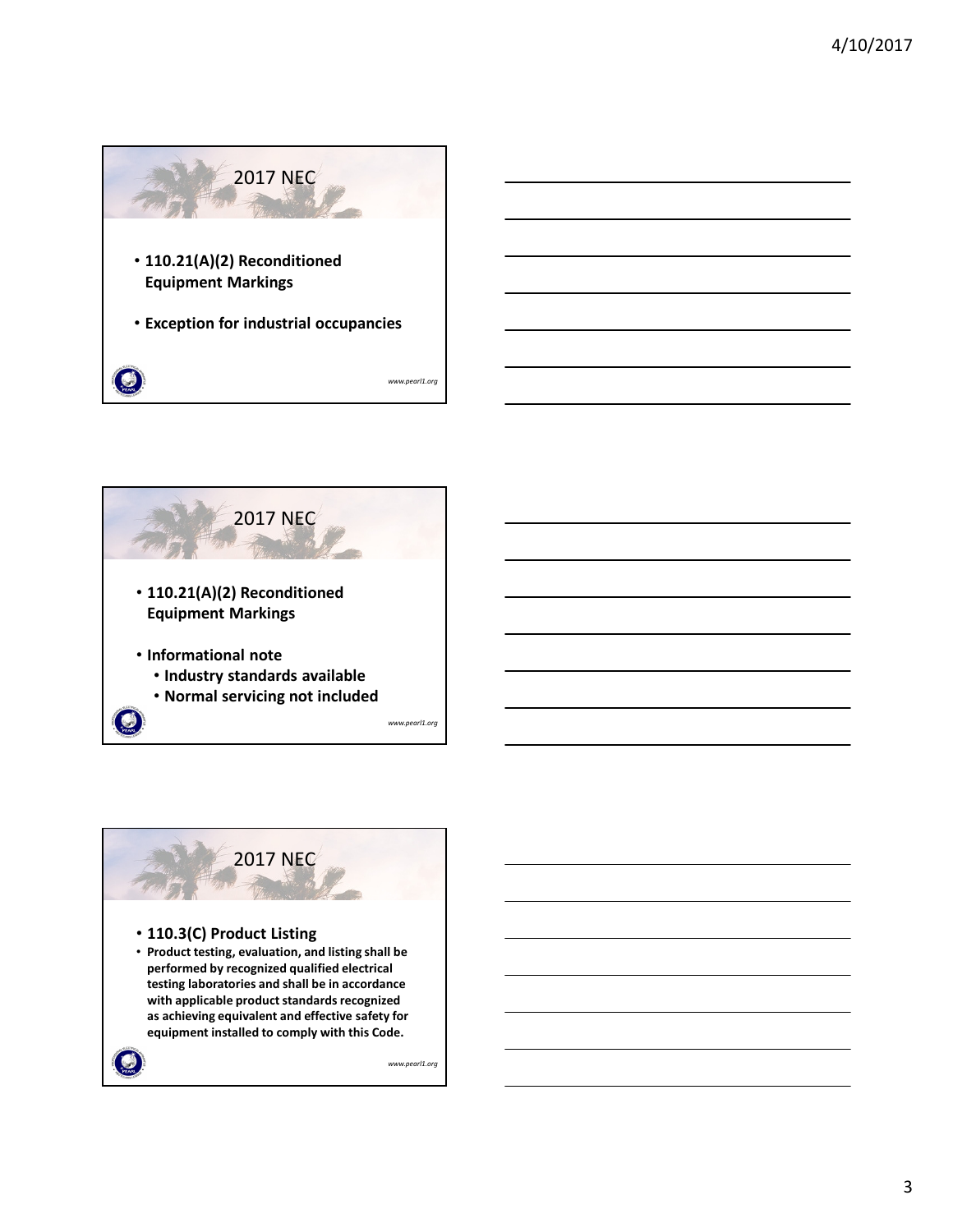## 2017 NEC

- **110.21(A)(2) Reconditioned Equipment Markings**
- **Exception for industrial occupancies**

*www.pearl1.org*

## 2017 NEC

- **110.21(A)(2) Reconditioned Equipment Markings**
- **Informational note**
  - **Industry standards available**
  - **Normal servicing not included**

*www.pearl1.org*

## 2017 NEC

- **110.3(C) Product Listing**
- **Product testing, evaluation, and listing shall be performed by recognized qualified electrical testing laboratories and shall be in accordance with applicable product standards recognized as achieving equivalent and effective safety for equipment installed to comply with this Code.**

*www.pearl1.org*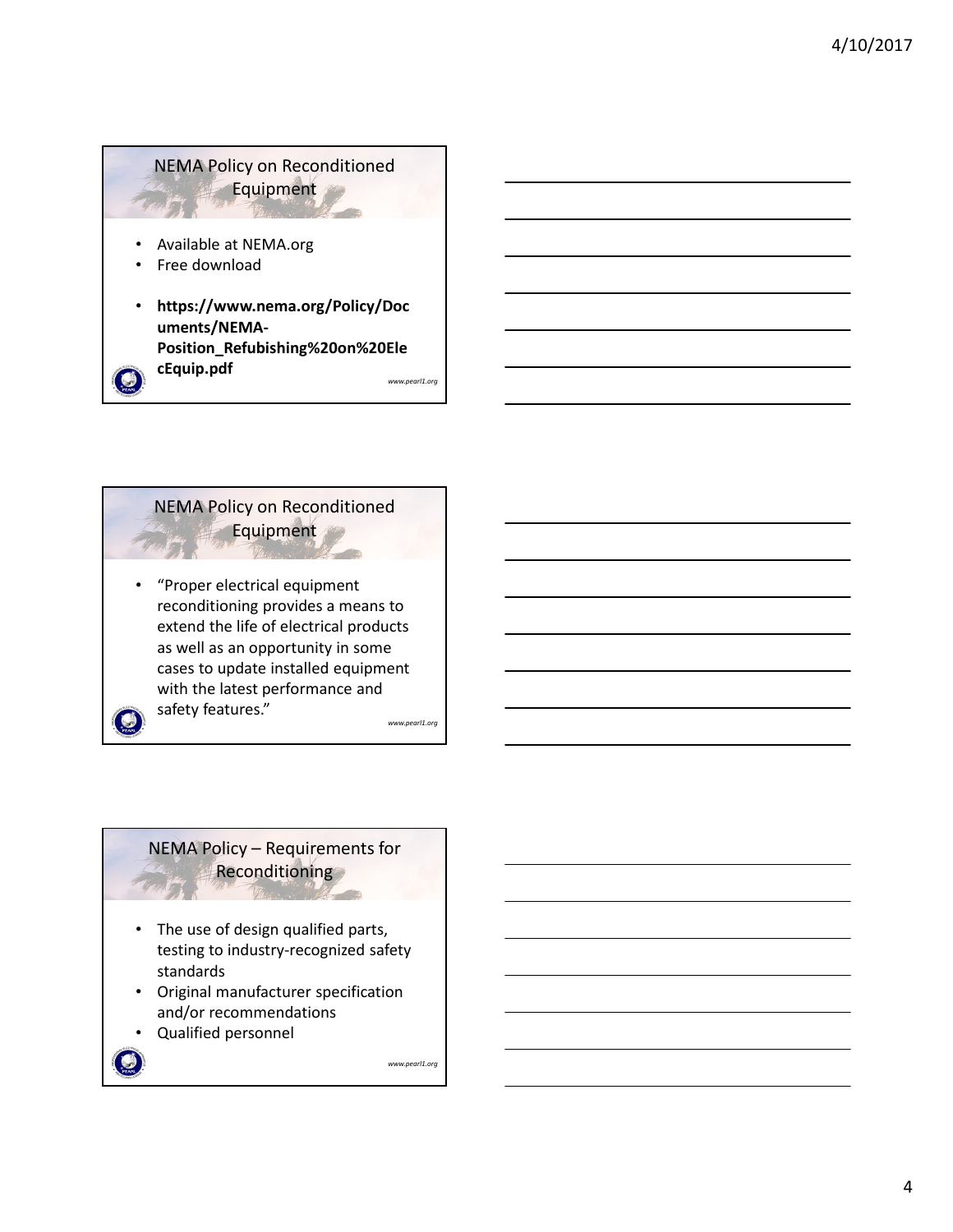## NEMA Policy on Reconditioned Equipment

- Available at NEMA.org
- Free download
- **https://www.nema.org/Policy/Documents/NEMA-Position_Refubishing%20on%20ElecEquip.pdf**

*www.pearl1.org*

## NEMA Policy on Reconditioned Equipment

- "Proper electrical equipment reconditioning provides a means to extend the life of electrical products as well as an opportunity in some cases to update installed equipment with the latest performance and safety features."

*www.pearl1.org*

## NEMA Policy – Requirements for Reconditioning

- The use of design qualified parts, testing to industry-recognized safety standards
- Original manufacturer specification and/or recommendations
- Qualified personnel

*www.pearl1.org*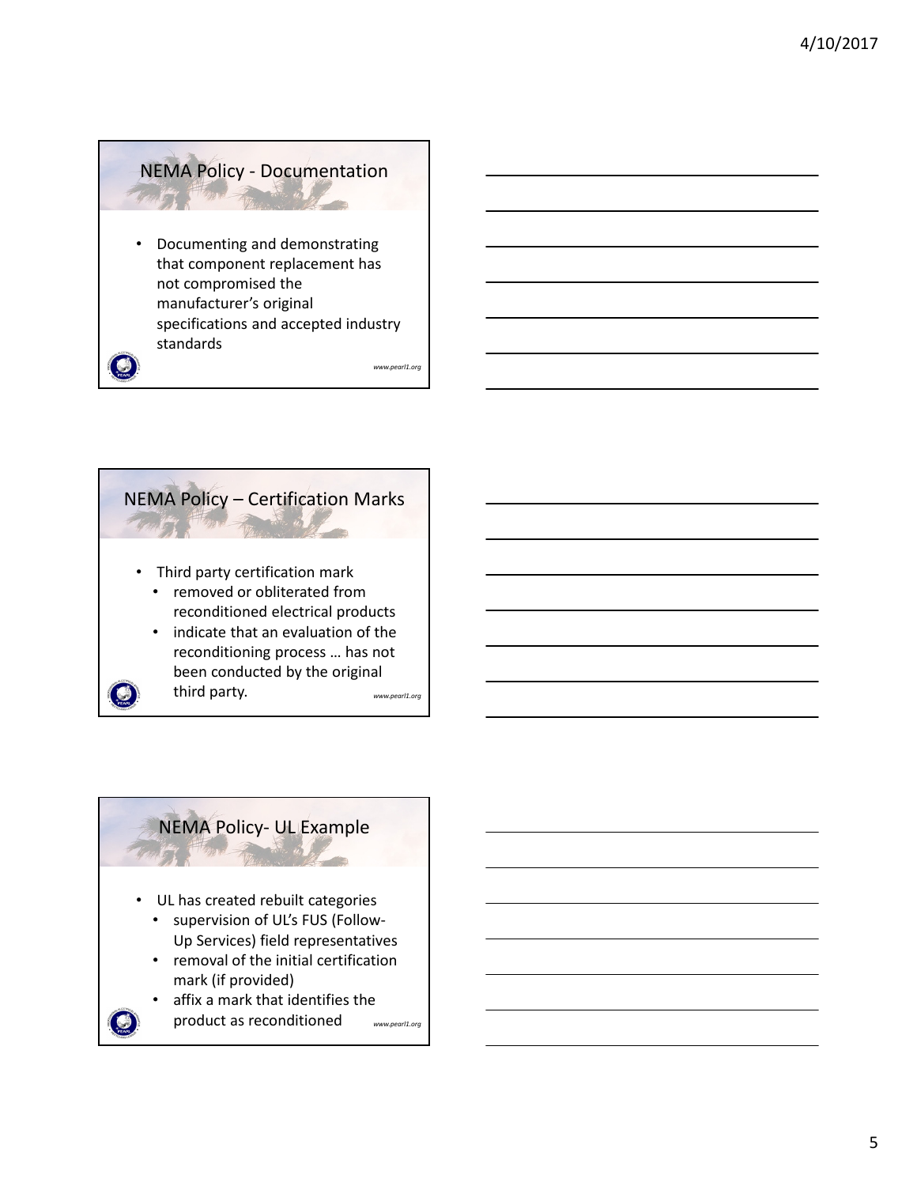## NEMA Policy - Documentation

- Documenting and demonstrating that component replacement has not compromised the manufacturer's original specifications and accepted industry standards

*www.pearl1.org*

## NEMA Policy – Certification Marks

- Third party certification mark
  - removed or obliterated from reconditioned electrical products
  - indicate that an evaluation of the reconditioning process … has not been conducted by the original third party.

*www.pearl1.org*

## NEMA Policy- UL Example

- UL has created rebuilt categories
  - supervision of UL's FUS (Follow-Up Services) field representatives
  - removal of the initial certification mark (if provided)
  - affix a mark that identifies the product as reconditioned

*www.pearl1.org*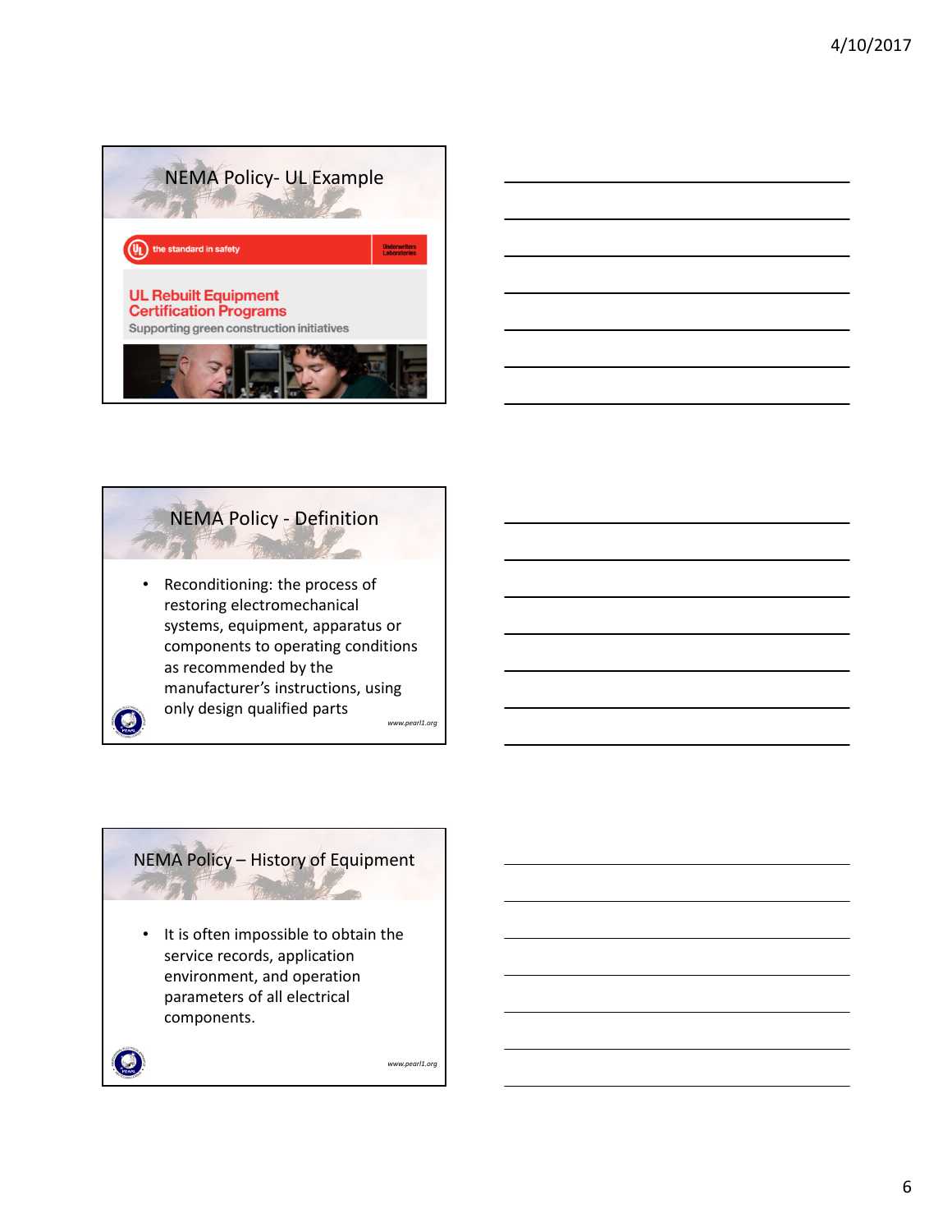## NEMA Policy- UL Example

the standard in safety

Underwriters Laboratories

**UL Rebuilt Equipment Certification Programs**

Supporting green construction initiatives

## NEMA Policy - Definition

- Reconditioning: the process of restoring electromechanical systems, equipment, apparatus or components to operating conditions as recommended by the manufacturer's instructions, using only design qualified parts

*www.pearl1.org*

## NEMA Policy – History of Equipment

- It is often impossible to obtain the service records, application environment, and operation parameters of all electrical components.

*www.pearl1.org*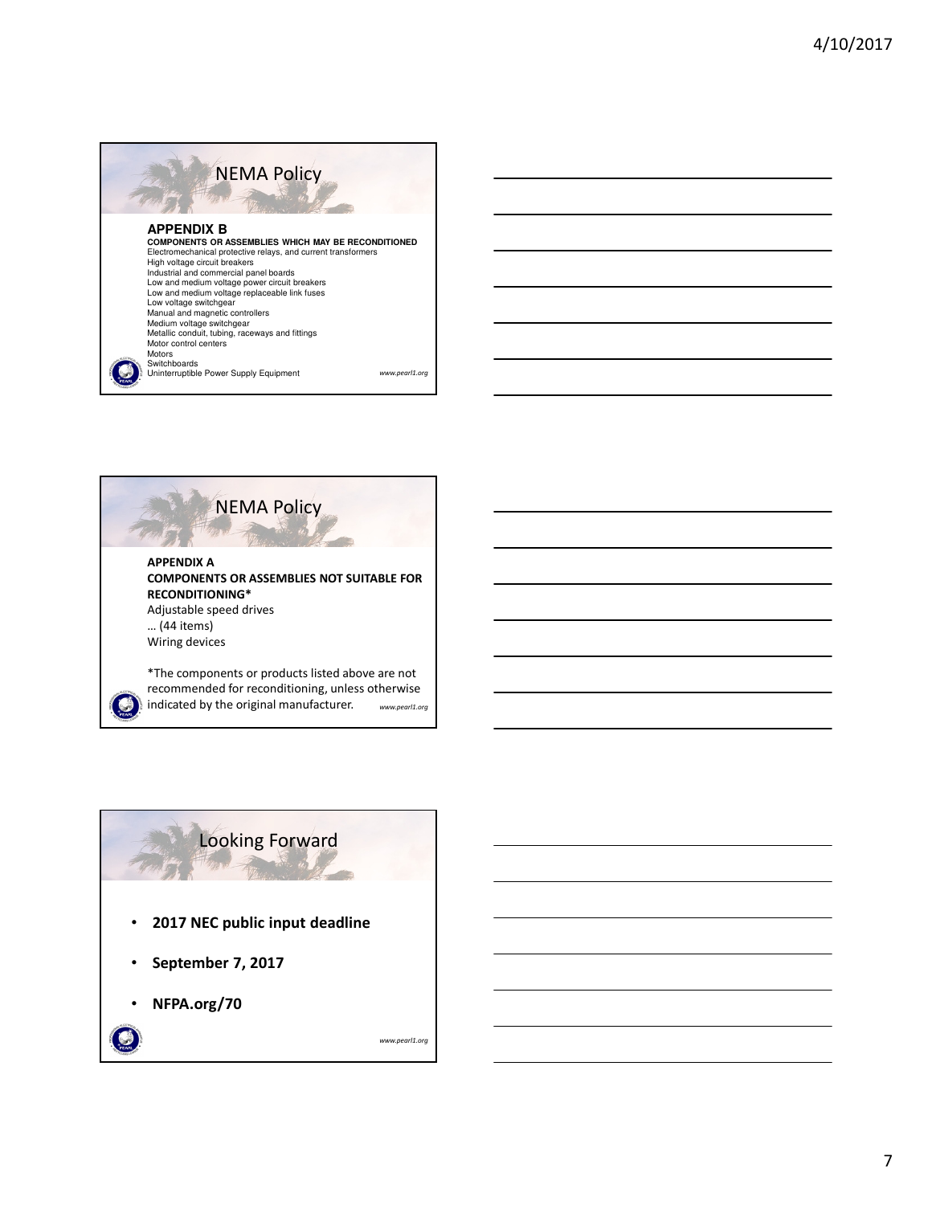## NEMA Policy

**APPENDIX B**

**COMPONENTS OR ASSEMBLIES WHICH MAY BE RECONDITIONED**

Electromechanical protective relays, and current transformers
High voltage circuit breakers
Industrial and commercial panel boards
Low and medium voltage power circuit breakers
Low and medium voltage replaceable link fuses
Low voltage switchgear
Manual and magnetic controllers
Medium voltage switchgear
Metallic conduit, tubing, raceways and fittings
Motor control centers
Motors
Switchboards
Uninterruptible Power Supply Equipment

*www.pearl1.org*

## NEMA Policy

**APPENDIX A**

**COMPONENTS OR ASSEMBLIES NOT SUITABLE FOR RECONDITIONING***

Adjustable speed drives
… (44 items)
Wiring devices

*The components or products listed above are not recommended for reconditioning, unless otherwise indicated by the original manufacturer.

*www.pearl1.org*

## Looking Forward

- **2017 NEC public input deadline**
- **September 7, 2017**
- **NFPA.org/70**

*www.pearl1.org*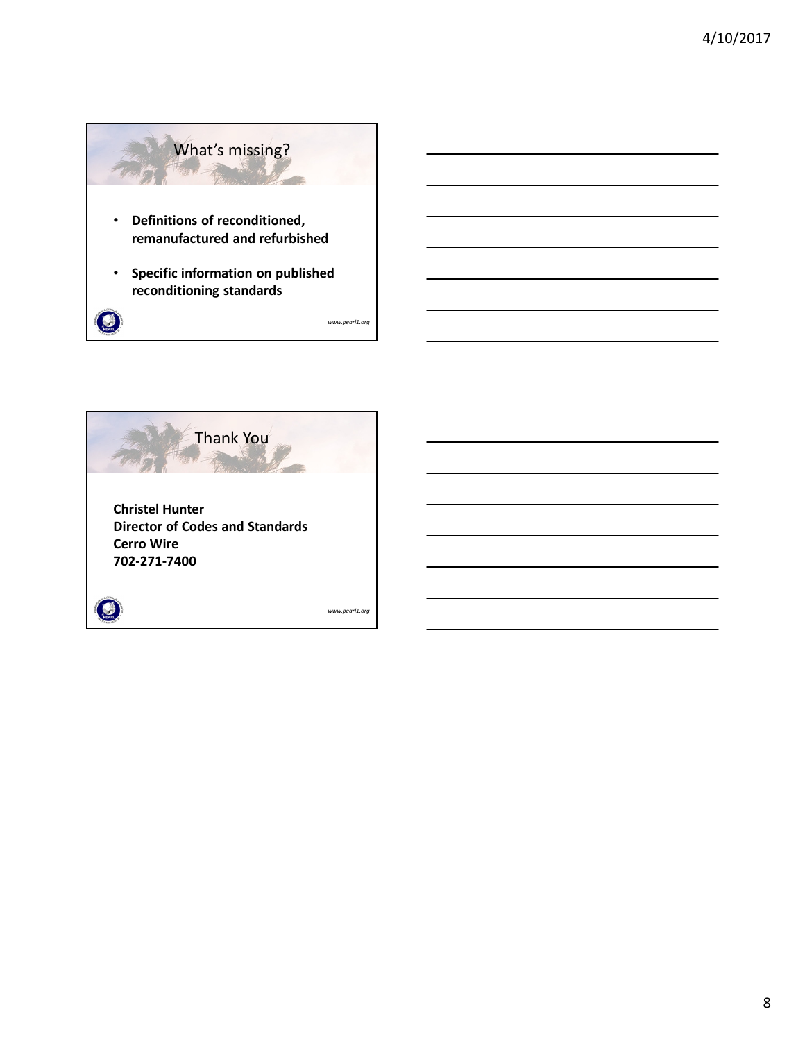## What's missing?

- **Definitions of reconditioned, remanufactured and refurbished**
- **Specific information on published reconditioning standards**

*www.pearl1.org*

## Thank You

**Christel Hunter**
**Director of Codes and Standards**
**Cerro Wire**
**702-271-7400**

*www.pearl1.org*